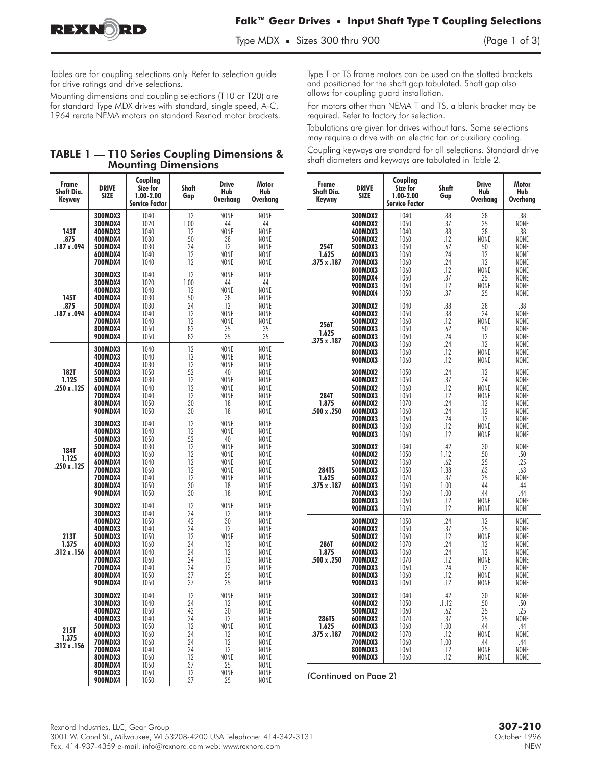# Falk™ Gear Drives • Input Shaft Type T Coupling Selections

Type MDX • Sizes 300 thru 900

Tables are for coupling selections only. Refer to selection guide for drive ratings and drive selections.

Mounting dimensions and coupling selections (T10 or T20) are for standard Type MDX drives with standard, single speed, A-C, 1964 rerate NEMA motors on standard Rexnod motor brackets.

Type T or TS frame motors can be used on the slotted brackets and positioned for the shaft gap tabulated. Shaft gap also allows for coupling guard installation.

For motors other than NEMA T and TS, a blank bracket may be required. Refer to factory for selection.

Tabulations are given for drives without fans. Some selections may require a drive with an electric fan or auxiliary cooling.

Coupling keyways are standard for all selections. Standard drive shaft diameters and keyways are tabulated in Table 2.

## TABLE 1 — T10 Series Coupling Dimensions & Mounting Dimensions

| Frame Shaft Dia. Keyway | DRIVE SIZE | Coupling Size for 1.00-2.00 Service Factor | Shaft Gap | Drive Hub Overhang | Motor Hub Overhang |
|---|---|---|---|---|---|
| 143T 1.875 .187 x .094 | 300MDX3 | 1040 | .12 | NONE | NONE |
| | 300MDX4 | 1020 | 1.00 | .44 | .44 |
| | 400MDX3 | 1040 | .12 | NONE | NONE |
| | 400MDX4 | 1030 | .50 | .38 | NONE |
| | 500MDX4 | 1030 | .24 | .12 | NONE |
| | 600MDX4 | 1040 | .12 | NONE | NONE |
| | 700MDX4 | 1040 | .12 | NONE | NONE |
| 145T .875 .187 x .094 | 300MDX3 | 1040 | .12 | NONE | NONE |
| | 300MDX4 | 1020 | 1.00 | .44 | .44 |
| | 400MDX3 | 1040 | .12 | NONE | NONE |
| | 400MDX4 | 1030 | .50 | .38 | NONE |
| | 500MDX4 | 1030 | .24 | .12 | NONE |
| | 600MDX4 | 1040 | .12 | NONE | NONE |
| | 700MDX4 | 1040 | .12 | NONE | NONE |
| | 800MDX4 | 1050 | .82 | .35 | .35 |
| | 900MDX4 | 1050 | .82 | .35 | .35 |
| 182T 1.125 .250 x .125 | 300MDX3 | 1040 | .12 | NONE | NONE |
| | 400MDX3 | 1040 | .12 | NONE | NONE |
| | 400MDX4 | 1030 | .12 | NONE | NONE |
| | 500MDX3 | 1050 | .52 | .40 | NONE |
| | 500MDX4 | 1030 | .12 | NONE | NONE |
| | 600MDX4 | 1040 | .12 | NONE | NONE |
| | 700MDX4 | 1040 | .12 | NONE | NONE |
| | 800MDX4 | 1050 | .30 | .18 | NONE |
| | 900MDX4 | 1050 | .30 | .18 | NONE |
| 184T 1.125 .250 x .125 | 300MDX3 | 1040 | .12 | NONE | NONE |
| | 400MDX3 | 1040 | .12 | NONE | NONE |
| | 500MDX3 | 1050 | .52 | .40 | NONE |
| | 500MDX4 | 1030 | .12 | NONE | NONE |
| | 600MDX3 | 1060 | .12 | NONE | NONE |
| | 600MDX4 | 1040 | .12 | NONE | NONE |
| | 700MDX3 | 1060 | .12 | NONE | NONE |
| | 700MDX4 | 1040 | .12 | NONE | NONE |
| | 800MDX4 | 1050 | .30 | .18 | NONE |
| | 900MDX4 | 1050 | .30 | .18 | NONE |
| 213T 1.375 .312 x .156 | 300MDX2 | 1040 | .12 | NONE | NONE |
| | 300MDX3 | 1040 | .24 | .12 | NONE |
| | 400MDX2 | 1050 | .42 | .30 | NONE |
| | 400MDX3 | 1040 | .24 | .12 | NONE |
| | 500MDX3 | 1050 | .12 | NONE | NONE |
| | 600MDX3 | 1060 | .24 | .12 | NONE |
| | 600MDX4 | 1040 | .24 | .12 | NONE |
| | 700MDX3 | 1060 | .24 | .12 | NONE |
| | 700MDX4 | 1040 | .24 | .12 | NONE |
| | 800MDX4 | 1050 | .37 | .25 | NONE |
| | 900MDX4 | 1050 | .37 | .25 | NONE |
| 215T 1.375 .312 x .156 | 300MDX2 | 1040 | .12 | NONE | NONE |
| | 300MDX3 | 1040 | .24 | .12 | NONE |
| | 400MDX2 | 1050 | .42 | .30 | NONE |
| | 400MDX3 | 1040 | .24 | .12 | NONE |
| | 500MDX3 | 1050 | .12 | NONE | NONE |
| | 600MDX3 | 1060 | .24 | .12 | NONE |
| | 700MDX3 | 1060 | .24 | .12 | NONE |
| | 700MDX4 | 1040 | .24 | .12 | NONE |
| | 800MDX3 | 1060 | .12 | NONE | NONE |
| | 800MDX4 | 1050 | .37 | .25 | NONE |
| | 900MDX3 | 1060 | .12 | NONE | NONE |
| | 900MDX4 | 1050 | .37 | .25 | NONE |
| 254T 1.625 .375 x .187 | 300MDX2 | 1040 | .88 | .38 | .38 |
| | 400MDX2 | 1050 | .37 | .25 | NONE |
| | 400MDX3 | 1040 | .88 | .38 | .38 |
| | 500MDX2 | 1060 | .12 | NONE | NONE |
| | 500MDX3 | 1050 | .62 | .50 | NONE |
| | 600MDX3 | 1060 | .24 | .12 | NONE |
| | 700MDX3 | 1060 | .24 | .12 | NONE |
| | 800MDX3 | 1060 | .12 | NONE | NONE |
| | 800MDX4 | 1050 | .37 | .25 | NONE |
| | 900MDX3 | 1060 | .12 | NONE | NONE |
| | 900MDX4 | 1050 | .37 | .25 | NONE |
| 256T 1.625 .375 x .187 | 300MDX2 | 1040 | .88 | .38 | .38 |
| | 400MDX2 | 1050 | .38 | .24 | NONE |
| | 500MDX2 | 1060 | .12 | NONE | NONE |
| | 500MDX3 | 1050 | .62 | .50 | NONE |
| | 600MDX3 | 1060 | .24 | .12 | NONE |
| | 700MDX3 | 1060 | .24 | .12 | NONE |
| | 800MDX3 | 1060 | .12 | NONE | NONE |
| | 900MDX3 | 1060 | .12 | NONE | NONE |
| 284T 1.875 .500 x .250 | 300MDX2 | 1050 | .24 | .12 | NONE |
| | 400MDX2 | 1050 | .37 | .24 | NONE |
| | 500MDX2 | 1060 | .12 | NONE | NONE |
| | 500MDX3 | 1050 | .12 | NONE | NONE |
| | 600MDX2 | 1070 | .24 | .12 | NONE |
| | 600MDX3 | 1060 | .24 | .12 | NONE |
| | 700MDX3 | 1060 | .24 | .12 | NONE |
| | 800MDX3 | 1060 | .12 | NONE | NONE |
| | 900MDX3 | 1060 | .12 | NONE | NONE |
| 284TS 1.625 .375 x .187 | 300MDX2 | 1040 | .42 | .30 | NONE |
| | 400MDX2 | 1050 | 1.12 | .50 | .50 |
| | 500MDX2 | 1060 | .62 | .25 | .25 |
| | 500MDX3 | 1050 | 1.38 | .63 | .63 |
| | 600MDX2 | 1070 | .37 | .25 | NONE |
| | 600MDX3 | 1060 | 1.00 | .44 | .44 |
| | 700MDX3 | 1060 | 1.00 | .44 | .44 |
| | 800MDX3 | 1060 | .12 | NONE | NONE |
| | 900MDX3 | 1060 | .12 | NONE | NONE |
| 286T 1.875 .500 x .250 | 300MDX2 | 1050 | .24 | .12 | NONE |
| | 400MDX2 | 1050 | .37 | .25 | NONE |
| | 500MDX2 | 1060 | .12 | NONE | NONE |
| | 600MDX2 | 1070 | .24 | .12 | NONE |
| | 600MDX3 | 1060 | .24 | .12 | NONE |
| | 700MDX2 | 1070 | .12 | NONE | NONE |
| | 700MDX3 | 1060 | .24 | .12 | NONE |
| | 800MDX3 | 1060 | .12 | NONE | NONE |
| | 900MDX3 | 1060 | .12 | NONE | NONE |
| 286TS 1.625 .375 x .187 | 300MDX2 | 1040 | .42 | .30 | NONE |
| | 400MDX2 | 1050 | 1.12 | .50 | .50 |
| | 500MDX2 | 1060 | .62 | .25 | .25 |
| | 600MDX2 | 1070 | .37 | .25 | NONE |
| | 600MDX3 | 1060 | 1.00 | .44 | .44 |
| | 700MDX2 | 1070 | .12 | NONE | NONE |
| | 700MDX3 | 1060 | 1.00 | .44 | .44 |
| | 800MDX3 | 1060 | .12 | NONE | NONE |
| | 900MDX3 | 1060 | .12 | NONE | NONE |

(Continued on Page 2)

Rexnord Industries, LLC, Gear Group
3001 W. Canal St., Milwaukee, WI 53208-4200 USA Telephone: 414-342-3131
Fax: 414-937-4359 e-mail: info@rexnord.com web: www.rexnord.com

**307-210**
October 1996
NEW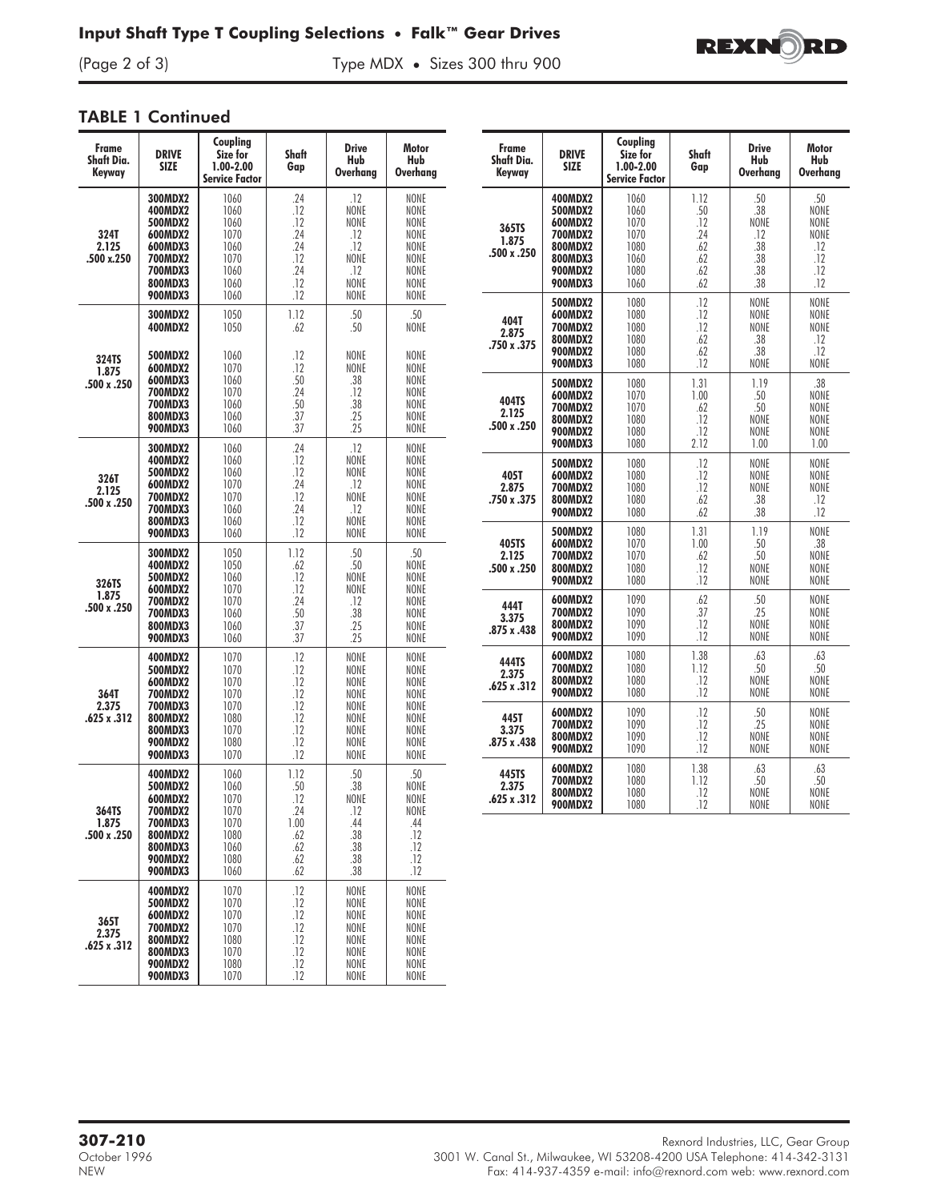## TABLE 1 Continued

| Frame Shaft Dia. Keyway | DRIVE SIZE | Coupling Size for 1.00-2.00 Service Factor | Shaft Gap | Drive Hub Overhang | Motor Hub Overhang |
|---|---|---|---|---|---|
| 324T 2.125 .500 x.250 | 300MDX2 | 1060 | .24 | .12 | NONE |
| | 400MDX2 | 1060 | .12 | NONE | NONE |
| | 500MDX2 | 1060 | .12 | NONE | NONE |
| | 600MDX2 | 1070 | .24 | .12 | NONE |
| | 600MDX3 | 1060 | .24 | .12 | NONE |
| | 700MDX2 | 1070 | .12 | NONE | NONE |
| | 700MDX3 | 1060 | .24 | .12 | NONE |
| | 800MDX3 | 1060 | .12 | NONE | NONE |
| | 900MDX3 | 1060 | .12 | NONE | NONE |
| 324TS 1.875 .500 x .250 | 300MDX2 | 1050 | 1.12 | .50 | .50 |
| | 400MDX2 | 1050 | .62 | .50 | NONE |
| | 500MDX2 | 1060 | .12 | NONE | NONE |
| | 600MDX2 | 1070 | .12 | NONE | NONE |
| | 600MDX3 | 1060 | .50 | .38 | NONE |
| | 700MDX2 | 1070 | .24 | .12 | NONE |
| | 700MDX3 | 1060 | .50 | .38 | NONE |
| | 800MDX3 | 1060 | .37 | .25 | NONE |
| | 900MDX3 | 1060 | .37 | .25 | NONE |
| 326T 2.125 .500 x .250 | 300MDX2 | 1060 | .24 | .12 | NONE |
| | 400MDX2 | 1060 | .12 | NONE | NONE |
| | 500MDX2 | 1060 | .12 | NONE | NONE |
| | 600MDX2 | 1070 | .24 | .12 | NONE |
| | 700MDX2 | 1070 | .12 | NONE | NONE |
| | 700MDX3 | 1060 | .24 | .12 | NONE |
| | 800MDX3 | 1060 | .12 | NONE | NONE |
| | 900MDX3 | 1060 | .12 | NONE | NONE |
| 326TS 1.875 .500 x .250 | 300MDX2 | 1050 | 1.12 | .50 | .50 |
| | 400MDX2 | 1050 | .62 | .50 | NONE |
| | 500MDX2 | 1060 | .12 | NONE | NONE |
| | 600MDX2 | 1070 | .12 | NONE | NONE |
| | 700MDX2 | 1070 | .24 | .12 | NONE |
| | 700MDX3 | 1060 | .50 | .38 | NONE |
| | 800MDX3 | 1060 | .37 | .25 | NONE |
| | 900MDX3 | 1060 | .37 | .25 | NONE |
| 364T 2.375 .625 x .312 | 400MDX2 | 1070 | .12 | NONE | NONE |
| | 500MDX2 | 1070 | .12 | NONE | NONE |
| | 600MDX2 | 1070 | .12 | NONE | NONE |
| | 700MDX2 | 1070 | .12 | NONE | NONE |
| | 700MDX3 | 1070 | .12 | NONE | NONE |
| | 800MDX2 | 1080 | .12 | NONE | NONE |
| | 800MDX3 | 1070 | .12 | NONE | NONE |
| | 900MDX2 | 1080 | .12 | NONE | NONE |
| | 900MDX3 | 1070 | .12 | NONE | NONE |
| 364TS 1.875 .500 x .250 | 400MDX2 | 1060 | 1.12 | .50 | .50 |
| | 500MDX2 | 1060 | .50 | .38 | NONE |
| | 600MDX2 | 1070 | .12 | NONE | NONE |
| | 700MDX2 | 1070 | .24 | .12 | NONE |
| | 700MDX3 | 1070 | 1.00 | .44 | .44 |
| | 800MDX2 | 1080 | .62 | .38 | .12 |
| | 800MDX3 | 1060 | .62 | .38 | .12 |
| | 900MDX2 | 1080 | .62 | .38 | .12 |
| | 900MDX3 | 1060 | .62 | .38 | .12 |
| 365T 2.375 .625 x .312 | 400MDX2 | 1070 | .12 | NONE | NONE |
| | 500MDX2 | 1070 | .12 | NONE | NONE |
| | 600MDX2 | 1070 | .12 | NONE | NONE |
| | 700MDX2 | 1070 | .12 | NONE | NONE |
| | 800MDX2 | 1080 | .12 | NONE | NONE |
| | 800MDX3 | 1070 | .12 | NONE | NONE |
| | 900MDX2 | 1080 | .12 | NONE | NONE |
| | 900MDX3 | 1070 | .12 | NONE | NONE |
| 365TS 1.875 .500 x .250 | 400MDX2 | 1060 | 1.12 | .50 | .50 |
| | 500MDX2 | 1060 | .50 | .38 | NONE |
| | 600MDX2 | 1070 | .12 | NONE | NONE |
| | 700MDX2 | 1070 | .24 | .12 | NONE |
| | 800MDX2 | 1080 | .62 | .38 | .12 |
| | 800MDX3 | 1060 | .62 | .38 | .12 |
| | 900MDX2 | 1080 | .62 | .38 | .12 |
| | 900MDX3 | 1060 | .62 | .38 | .12 |
| 404T 2.875 .750 x .375 | 500MDX2 | 1080 | .12 | NONE | NONE |
| | 600MDX2 | 1080 | .12 | NONE | NONE |
| | 700MDX2 | 1080 | .12 | NONE | NONE |
| | 800MDX2 | 1080 | .62 | .38 | .12 |
| | 900MDX2 | 1080 | .62 | .38 | .12 |
| | 900MDX3 | 1080 | .12 | NONE | NONE |
| 404TS 2.125 .500 x .250 | 500MDX2 | 1080 | 1.31 | 1.19 | .38 |
| | 600MDX2 | 1070 | 1.00 | .50 | NONE |
| | 700MDX2 | 1070 | .62 | .50 | NONE |
| | 800MDX2 | 1080 | .12 | NONE | NONE |
| | 900MDX2 | 1080 | .12 | NONE | NONE |
| | 900MDX3 | 1080 | 2.12 | 1.00 | 1.00 |
| 405T 2.875 .750 x .375 | 500MDX2 | 1080 | .12 | NONE | NONE |
| | 600MDX2 | 1080 | .12 | NONE | NONE |
| | 700MDX2 | 1080 | .12 | NONE | NONE |
| | 800MDX2 | 1080 | .62 | .38 | .12 |
| | 900MDX2 | 1080 | .62 | .38 | .12 |
| 405TS 2.125 .500 x .250 | 500MDX2 | 1080 | 1.31 | 1.19 | NONE |
| | 600MDX2 | 1070 | 1.00 | .50 | .38 |
| | 700MDX2 | 1070 | .62 | .50 | NONE |
| | 800MDX2 | 1080 | .12 | NONE | NONE |
| | 900MDX2 | 1080 | .12 | NONE | NONE |
| 444T 3.375 .875 x .438 | 600MDX2 | 1090 | .62 | .50 | NONE |
| | 700MDX2 | 1090 | .37 | .25 | NONE |
| | 800MDX2 | 1090 | .12 | NONE | NONE |
| | 900MDX2 | 1090 | .12 | NONE | NONE |
| 444TS 2.375 .625 x .312 | 600MDX2 | 1080 | 1.38 | .63 | .63 |
| | 700MDX2 | 1080 | 1.12 | .50 | .50 |
| | 800MDX2 | 1080 | .12 | NONE | NONE |
| | 900MDX2 | 1080 | .12 | NONE | NONE |
| 445T 3.375 .875 x .438 | 600MDX2 | 1090 | .12 | .50 | NONE |
| | 700MDX2 | 1090 | .12 | .25 | NONE |
| | 800MDX2 | 1090 | .12 | NONE | NONE |
| | 900MDX2 | 1090 | .12 | NONE | NONE |
| 445TS 2.375 .625 x .312 | 600MDX2 | 1080 | 1.38 | .63 | .63 |
| | 700MDX2 | 1080 | 1.12 | .50 | .50 |
| | 800MDX2 | 1080 | .12 | NONE | NONE |
| | 900MDX2 | 1080 | .12 | NONE | NONE |

**307-210**
October 1996
NEW

Rexnord Industries, LLC, Gear Group
3001 W. Canal St., Milwaukee, WI 53208-4200 USA Telephone: 414-342-3131
Fax: 414-937-4359 e-mail: info@rexnord.com web: www.rexnord.com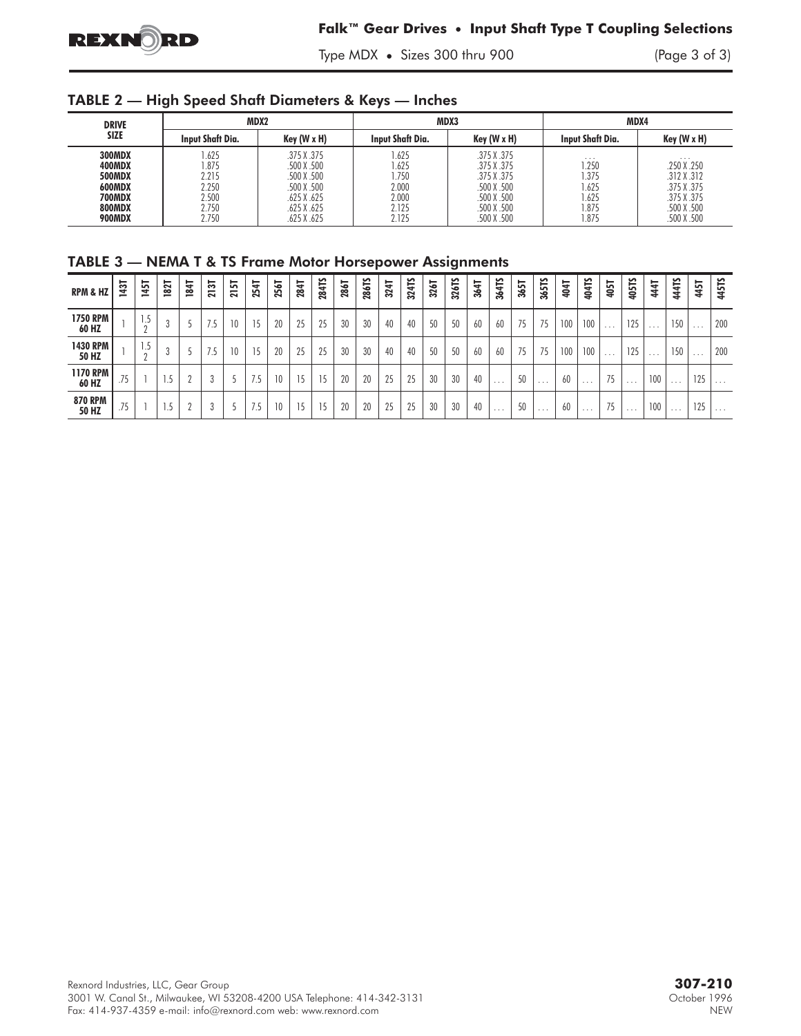## TABLE 2 — High Speed Shaft Diameters & Keys — Inches

| DRIVE SIZE | MDX2 | | MDX3 | | MDX4 | |
|---|---|---|---|---|---|---|
| | Input Shaft Dia. | Key (W x H) | Input Shaft Dia. | Key (W x H) | Input Shaft Dia. | Key (W x H) |
| **300MDX** | 1.625 | .375 X .375 | 1.625 | .375 X .375 | . . . | . . . |
| **400MDX** | 1.875 | .500 X .500 | 1.625 | .375 X .375 | 1.250 | .250 X .250 |
| **500MDX** | 2.215 | .500 X .500 | 1.750 | .375 X .375 | 1.375 | .312 X .312 |
| **600MDX** | 2.250 | .500 X .500 | 2.000 | .500 X .500 | 1.625 | .375 X .375 |
| **700MDX** | 2.500 | .625 X .625 | 2.000 | .500 X .500 | 1.625 | .375 X .375 |
| **800MDX** | 2.750 | .625 X .625 | 2.125 | .500 X .500 | 1.875 | .500 X .500 |
| **900MDX** | 2.750 | .625 X .625 | 2.125 | .500 X .500 | 1.875 | .500 X .500 |

## TABLE 3 — NEMA T & TS Frame Motor Horsepower Assignments

| RPM & HZ | 143T | 145T | 182T | 184T | 213T | 215T | 254T | 256T | 284T | 284TS | 286T | 286TS | 324T | 324TS | 326T | 326TS | 364T | 364TS | 365T | 365TS | 404T | 404TS | 405T | 405TS | 444T | 444TS | 445T | 445TS |
|---|---|---|---|---|---|---|---|---|---|---|---|---|---|---|---|---|---|---|---|---|---|---|---|---|---|---|---|---|
| **1750 RPM 60 HZ** | 1 | 1.5 2 | 3 | 5 | 7.5 | 10 | 15 | 20 | 25 | 25 | 30 | 30 | 40 | 40 | 50 | 50 | 60 | 60 | 75 | 75 | 100 | 100 | . . . | 125 | . . . | 150 | . . . | 200 |
| **1430 RPM 50 HZ** | 1 | 1.5 2 | 3 | 5 | 7.5 | 10 | 15 | 20 | 25 | 25 | 30 | 30 | 40 | 40 | 50 | 50 | 60 | 60 | 75 | 75 | 100 | 100 | . . . | 125 | . . . | 150 | . . . | 200 |
| **1170 RPM 60 HZ** | .75 | 1 | 1.5 | 2 | 3 | 5 | 7.5 | 10 | 15 | 15 | 20 | 20 | 25 | 25 | 30 | 30 | 40 | . . . | 50 | . . . | 60 | . . . | 75 | . . . | 100 | . . . | 125 | . . . |
| **870 RPM 50 HZ** | .75 | 1 | 1.5 | 2 | 3 | 5 | 7.5 | 10 | 15 | 15 | 20 | 20 | 25 | 25 | 30 | 30 | 40 | . . . | 50 | . . . | 60 | . . . | 75 | . . . | 100 | . . . | 125 | . . . |

Rexnord Industries, LLC, Gear Group
3001 W. Canal St., Milwaukee, WI 53208-4200 USA Telephone: 414-342-3131
Fax: 414-937-4359 e-mail: info@rexnord.com web: www.rexnord.com

**307-210**
October 1996
NEW